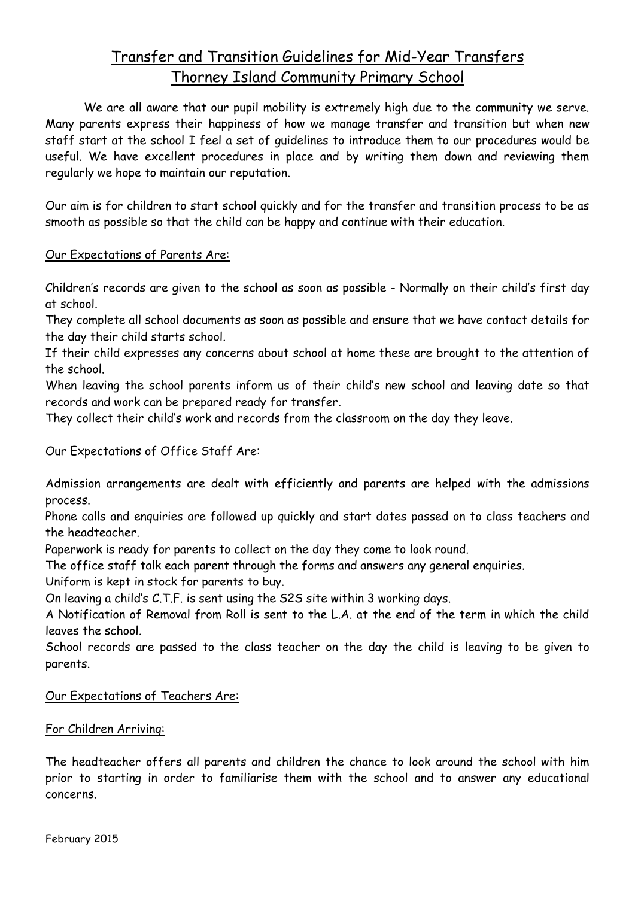# Transfer and Transition Guidelines for Mid-Year Transfers
# Thorney Island Community Primary School

We are all aware that our pupil mobility is extremely high due to the community we serve. Many parents express their happiness of how we manage transfer and transition but when new staff start at the school I feel a set of guidelines to introduce them to our procedures would be useful. We have excellent procedures in place and by writing them down and reviewing them regularly we hope to maintain our reputation.

Our aim is for children to start school quickly and for the transfer and transition process to be as smooth as possible so that the child can be happy and continue with their education.

## Our Expectations of Parents Are:

Children's records are given to the school as soon as possible - Normally on their child's first day at school.
They complete all school documents as soon as possible and ensure that we have contact details for the day their child starts school.
If their child expresses any concerns about school at home these are brought to the attention of the school.
When leaving the school parents inform us of their child's new school and leaving date so that records and work can be prepared ready for transfer.
They collect their child's work and records from the classroom on the day they leave.

## Our Expectations of Office Staff Are:

Admission arrangements are dealt with efficiently and parents are helped with the admissions process.
Phone calls and enquiries are followed up quickly and start dates passed on to class teachers and the headteacher.
Paperwork is ready for parents to collect on the day they come to look round.
The office staff talk each parent through the forms and answers any general enquiries.
Uniform is kept in stock for parents to buy.
On leaving a child's C.T.F. is sent using the S2S site within 3 working days.
A Notification of Removal from Roll is sent to the L.A. at the end of the term in which the child leaves the school.
School records are passed to the class teacher on the day the child is leaving to be given to parents.

## Our Expectations of Teachers Are:

### For Children Arriving:

The headteacher offers all parents and children the chance to look around the school with him prior to starting in order to familiarise them with the school and to answer any educational concerns.

February 2015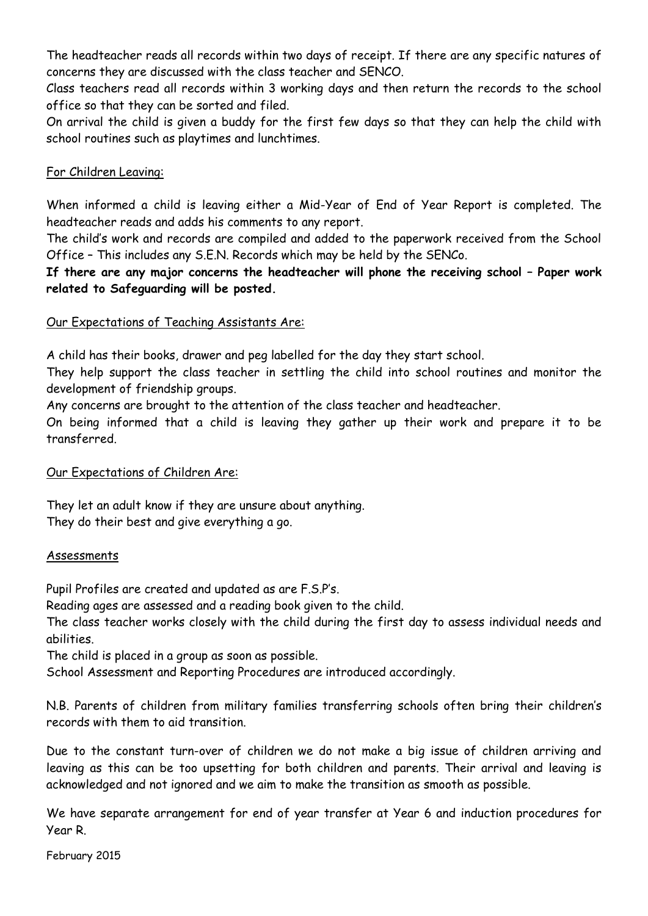The headteacher reads all records within two days of receipt. If there are any specific natures of concerns they are discussed with the class teacher and SENCO.

Class teachers read all records within 3 working days and then return the records to the school office so that they can be sorted and filed.

On arrival the child is given a buddy for the first few days so that they can help the child with school routines such as playtimes and lunchtimes.

<u>For Children Leaving:</u>

When informed a child is leaving either a Mid-Year of End of Year Report is completed. The headteacher reads and adds his comments to any report.

The child's work and records are compiled and added to the paperwork received from the School Office – This includes any S.E.N. Records which may be held by the SENCo.

**If there are any major concerns the headteacher will phone the receiving school – Paper work related to Safeguarding will be posted.**

<u>Our Expectations of Teaching Assistants Are:</u>

A child has their books, drawer and peg labelled for the day they start school.

They help support the class teacher in settling the child into school routines and monitor the development of friendship groups.

Any concerns are brought to the attention of the class teacher and headteacher.

On being informed that a child is leaving they gather up their work and prepare it to be transferred.

<u>Our Expectations of Children Are:</u>

They let an adult know if they are unsure about anything.

They do their best and give everything a go.

<u>Assessments</u>

Pupil Profiles are created and updated as are F.S.P's.

Reading ages are assessed and a reading book given to the child.

The class teacher works closely with the child during the first day to assess individual needs and abilities.

The child is placed in a group as soon as possible.

School Assessment and Reporting Procedures are introduced accordingly.

N.B. Parents of children from military families transferring schools often bring their children's records with them to aid transition.

Due to the constant turn-over of children we do not make a big issue of children arriving and leaving as this can be too upsetting for both children and parents. Their arrival and leaving is acknowledged and not ignored and we aim to make the transition as smooth as possible.

We have separate arrangement for end of year transfer at Year 6 and induction procedures for Year R.

February 2015